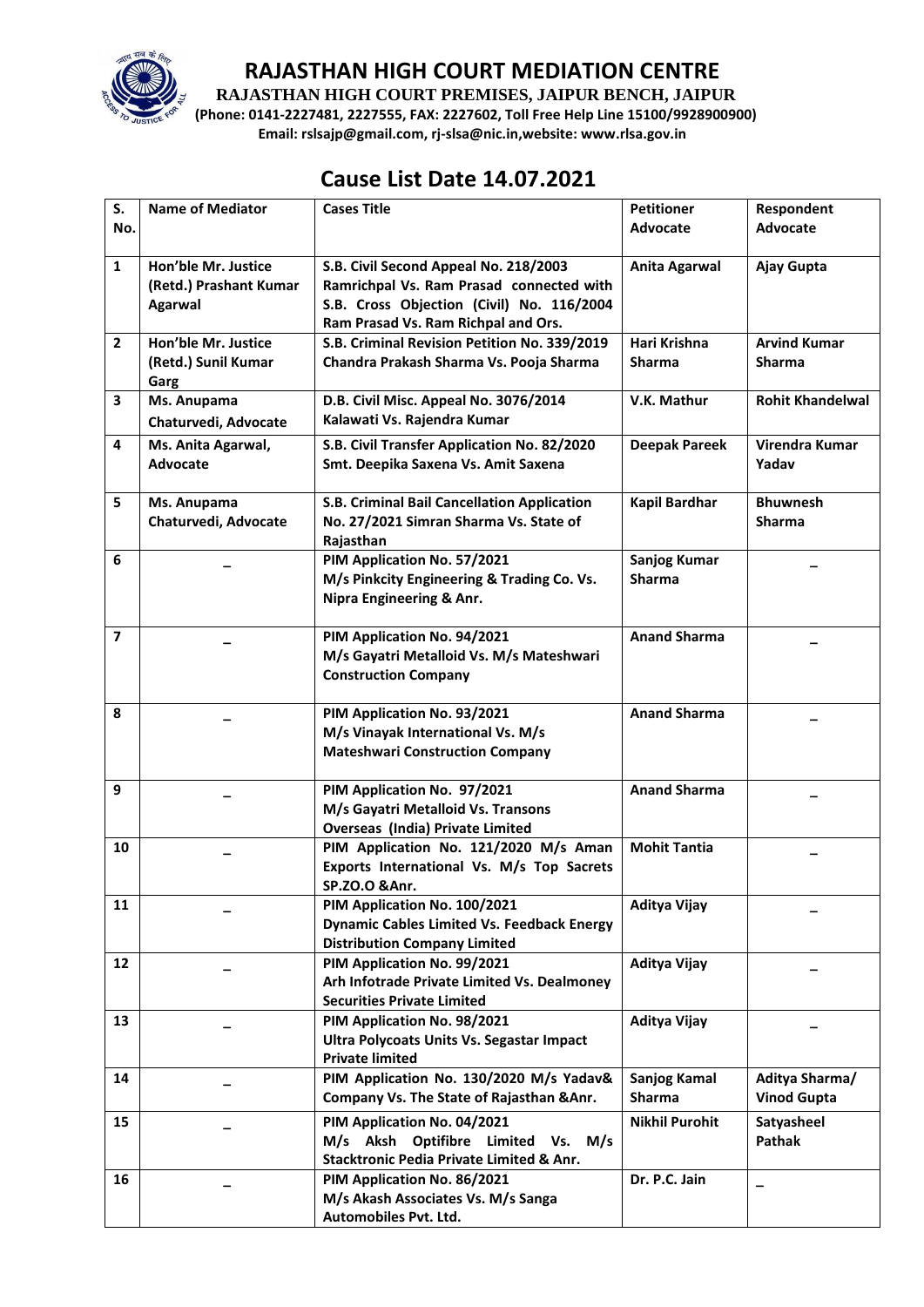# RAJASTHAN HIGH COURT MEDIATION CENTRE

**RAJASTHAN HIGH COURT PREMISES, JAIPUR BENCH, JAIPUR**

**(Phone: 0141-2227481, 2227555, FAX: 2227602, Toll Free Help Line 15100/9928900900)**

**Email: rslsajp@gmail.com, rj-slsa@nic.in,website: www.rlsa.gov.in**

## Cause List Date 14.07.2021

| S. No. | Name of Mediator | Cases Title | Petitioner Advocate | Respondent Advocate |
|---|---|---|---|---|
| 1 | Hon'ble Mr. Justice (Retd.) Prashant Kumar Agarwal | S.B. Civil Second Appeal No. 218/2003 Ramrichpal Vs. Ram Prasad connected with S.B. Cross Objection (Civil) No. 116/2004 Ram Prasad Vs. Ram Richpal and Ors. | Anita Agarwal | Ajay Gupta |
| 2 | Hon'ble Mr. Justice (Retd.) Sunil Kumar Garg | S.B. Criminal Revision Petition No. 339/2019 Chandra Prakash Sharma Vs. Pooja Sharma | Hari Krishna Sharma | Arvind Kumar Sharma |
| 3 | Ms. Anupama Chaturvedi, Advocate | D.B. Civil Misc. Appeal No. 3076/2014 Kalawati Vs. Rajendra Kumar | V.K. Mathur | Rohit Khandelwal |
| 4 | Ms. Anita Agarwal, Advocate | S.B. Civil Transfer Application No. 82/2020 Smt. Deepika Saxena Vs. Amit Saxena | Deepak Pareek | Virendra Kumar Yadav |
| 5 | Ms. Anupama Chaturvedi, Advocate | S.B. Criminal Bail Cancellation Application No. 27/2021 Simran Sharma Vs. State of Rajasthan | Kapil Bardhar | Bhuwnesh Sharma |
| 6 | – | PIM Application No. 57/2021 M/s Pinkcity Engineering & Trading Co. Vs. Nipra Engineering & Anr. | Sanjog Kumar Sharma | – |
| 7 | – | PIM Application No. 94/2021 M/s Gayatri Metalloid Vs. M/s Mateshwari Construction Company | Anand Sharma | – |
| 8 | – | PIM Application No. 93/2021 M/s Vinayak International Vs. M/s Mateshwari Construction Company | Anand Sharma | – |
| 9 | – | PIM Application No. 97/2021 M/s Gayatri Metalloid Vs. Transons Overseas (India) Private Limited | Anand Sharma | – |
| 10 | – | PIM Application No. 121/2020 M/s Aman Exports International Vs. M/s Top Sacrets SP.ZO.O &Anr. | Mohit Tantia | – |
| 11 | – | PIM Application No. 100/2021 Dynamic Cables Limited Vs. Feedback Energy Distribution Company Limited | Aditya Vijay | – |
| 12 | – | PIM Application No. 99/2021 Arh Infotrade Private Limited Vs. Dealmoney Securities Private Limited | Aditya Vijay | – |
| 13 | – | PIM Application No. 98/2021 Ultra Polycoats Units Vs. Segastar Impact Private limited | Aditya Vijay | – |
| 14 | – | PIM Application No. 130/2020 M/s Yadav& Company Vs. The State of Rajasthan &Anr. | Sanjog Kamal Sharma | Aditya Sharma/ Vinod Gupta |
| 15 | – | PIM Application No. 04/2021 M/s Aksh Optifibre Limited Vs. M/s Stacktronic Pedia Private Limited & Anr. | Nikhil Purohit | Satyasheel Pathak |
| 16 | – | PIM Application No. 86/2021 M/s Akash Associates Vs. M/s Sanga Automobiles Pvt. Ltd. | Dr. P.C. Jain | – |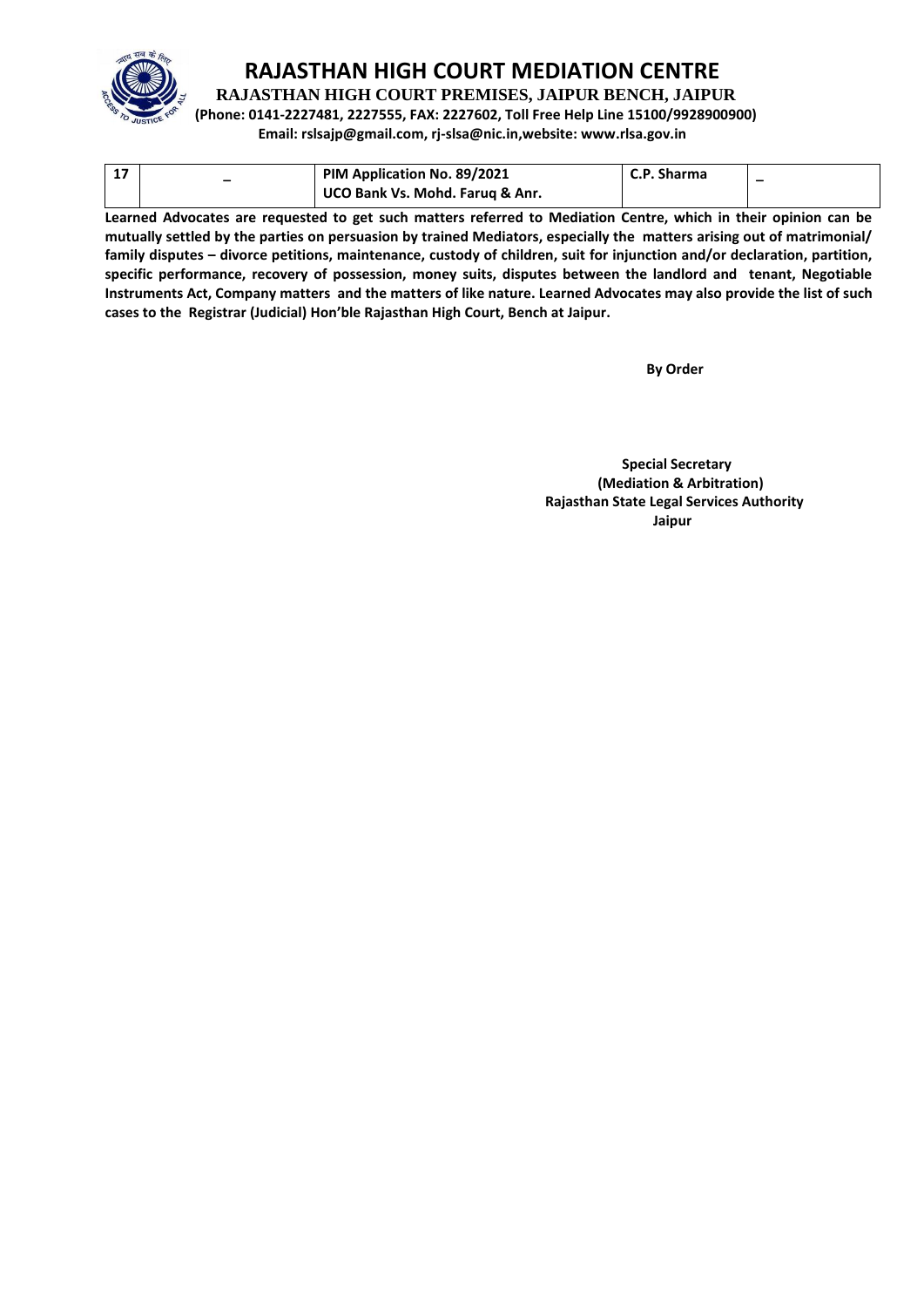# RAJASTHAN HIGH COURT MEDIATION CENTRE

**RAJASTHAN HIGH COURT PREMISES, JAIPUR BENCH, JAIPUR**

**(Phone: 0141-2227481, 2227555, FAX: 2227602, Toll Free Help Line 15100/9928900900)**

**Email: rslsajp@gmail.com, rj-slsa@nic.in,website: www.rlsa.gov.in**

| 17 | – | PIM Application No. 89/2021<br>UCO Bank Vs. Mohd. Faruq & Anr. | C.P. Sharma | – |
|---|---|---|---|---|

**Learned Advocates are requested to get such matters referred to Mediation Centre, which in their opinion can be mutually settled by the parties on persuasion by trained Mediators, especially the matters arising out of matrimonial/ family disputes – divorce petitions, maintenance, custody of children, suit for injunction and/or declaration, partition, specific performance, recovery of possession, money suits, disputes between the landlord and tenant, Negotiable Instruments Act, Company matters and the matters of like nature. Learned Advocates may also provide the list of such cases to the Registrar (Judicial) Hon'ble Rajasthan High Court, Bench at Jaipur.**

**By Order**

**Special Secretary**
**(Mediation & Arbitration)**
**Rajasthan State Legal Services Authority**
**Jaipur**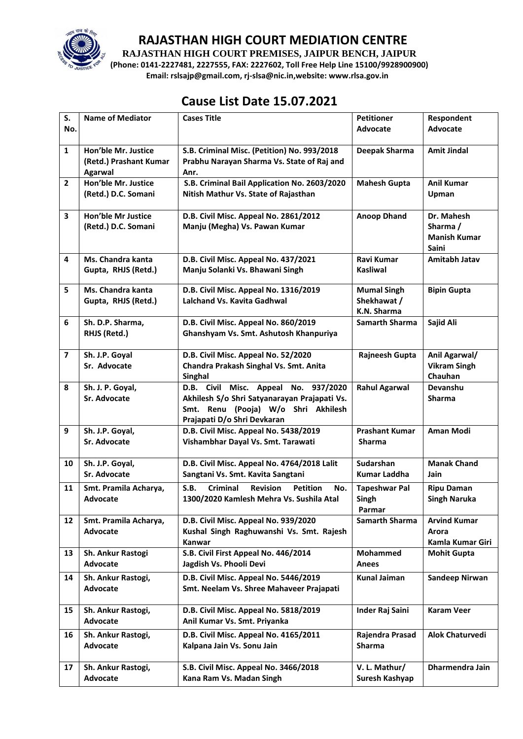# RAJASTHAN HIGH COURT MEDIATION CENTRE

**RAJASTHAN HIGH COURT PREMISES, JAIPUR BENCH, JAIPUR**

**(Phone: 0141-2227481, 2227555, FAX: 2227602, Toll Free Help Line 15100/9928900900)**

**Email: rslsajp@gmail.com, rj-slsa@nic.in,website: www.rlsa.gov.in**

## Cause List Date 15.07.2021

| S. No. | Name of Mediator | Cases Title | Petitioner Advocate | Respondent Advocate |
|---|---|---|---|---|
| 1 | Hon'ble Mr. Justice (Retd.) Prashant Kumar Agarwal | S.B. Criminal Misc. (Petition) No. 993/2018 Prabhu Narayan Sharma Vs. State of Raj and Anr. | Deepak Sharma | Amit Jindal |
| 2 | Hon'ble Mr. Justice (Retd.) D.C. Somani | S.B. Criminal Bail Application No. 2603/2020 Nitish Mathur Vs. State of Rajasthan | Mahesh Gupta | Anil Kumar Upman |
| 3 | Hon'ble Mr Justice (Retd.) D.C. Somani | D.B. Civil Misc. Appeal No. 2861/2012 Manju (Megha) Vs. Pawan Kumar | Anoop Dhand | Dr. Mahesh Sharma / Manish Kumar Saini |
| 4 | Ms. Chandra kanta Gupta, RHJS (Retd.) | D.B. Civil Misc. Appeal No. 437/2021 Manju Solanki Vs. Bhawani Singh | Ravi Kumar Kasliwal | Amitabh Jatav |
| 5 | Ms. Chandra kanta Gupta, RHJS (Retd.) | D.B. Civil Misc. Appeal No. 1316/2019 Lalchand Vs. Kavita Gadhwal | Mumal Singh Shekhawat / K.N. Sharma | Bipin Gupta |
| 6 | Sh. D.P. Sharma, RHJS (Retd.) | D.B. Civil Misc. Appeal No. 860/2019 Ghanshyam Vs. Smt. Ashutosh Khanpuriya | Samarth Sharma | Sajid Ali |
| 7 | Sh. J.P. Goyal Sr. Advocate | D.B. Civil Misc. Appeal No. 52/2020 Chandra Prakash Singhal Vs. Smt. Anita Singhal | Rajneesh Gupta | Anil Agarwal/ Vikram Singh Chauhan |
| 8 | Sh. J. P. Goyal, Sr. Advocate | D.B. Civil Misc. Appeal No. 937/2020 Akhilesh S/o Shri Satyanarayan Prajapati Vs. Smt. Renu (Pooja) W/o Shri Akhilesh Prajapati D/o Shri Devkaran | Rahul Agarwal | Devanshu Sharma |
| 9 | Sh. J.P. Goyal, Sr. Advocate | D.B. Civil Misc. Appeal No. 5438/2019 Vishambhar Dayal Vs. Smt. Tarawati | Prashant Kumar Sharma | Aman Modi |
| 10 | Sh. J.P. Goyal, Sr. Advocate | D.B. Civil Misc. Appeal No. 4764/2018 Lalit Sangtani Vs. Smt. Kavita Sangtani | Sudarshan Kumar Laddha | Manak Chand Jain |
| 11 | Smt. Pramila Acharya, Advocate | S.B. Criminal Revision Petition No. 1300/2020 Kamlesh Mehra Vs. Sushila Atal | Tapeshwar Pal Singh Parmar | Ripu Daman Singh Naruka |
| 12 | Smt. Pramila Acharya, Advocate | D.B. Civil Misc. Appeal No. 939/2020 Kushal Singh Raghuwanshi Vs. Smt. Rajesh Kanwar | Samarth Sharma | Arvind Kumar Arora Kamla Kumar Giri |
| 13 | Sh. Ankur Rastogi Advocate | S.B. Civil First Appeal No. 446/2014 Jagdish Vs. Phooli Devi | Mohammed Anees | Mohit Gupta |
| 14 | Sh. Ankur Rastogi, Advocate | D.B. Civil Misc. Appeal No. 5446/2019 Smt. Neelam Vs. Shree Mahaveer Prajapati | Kunal Jaiman | Sandeep Nirwan |
| 15 | Sh. Ankur Rastogi, Advocate | D.B. Civil Misc. Appeal No. 5818/2019 Anil Kumar Vs. Smt. Priyanka | Inder Raj Saini | Karam Veer |
| 16 | Sh. Ankur Rastogi, Advocate | D.B. Civil Misc. Appeal No. 4165/2011 Kalpana Jain Vs. Sonu Jain | Rajendra Prasad Sharma | Alok Chaturvedi |
| 17 | Sh. Ankur Rastogi, Advocate | S.B. Civil Misc. Appeal No. 3466/2018 Kana Ram Vs. Madan Singh | V. L. Mathur/ Suresh Kashyap | Dharmendra Jain |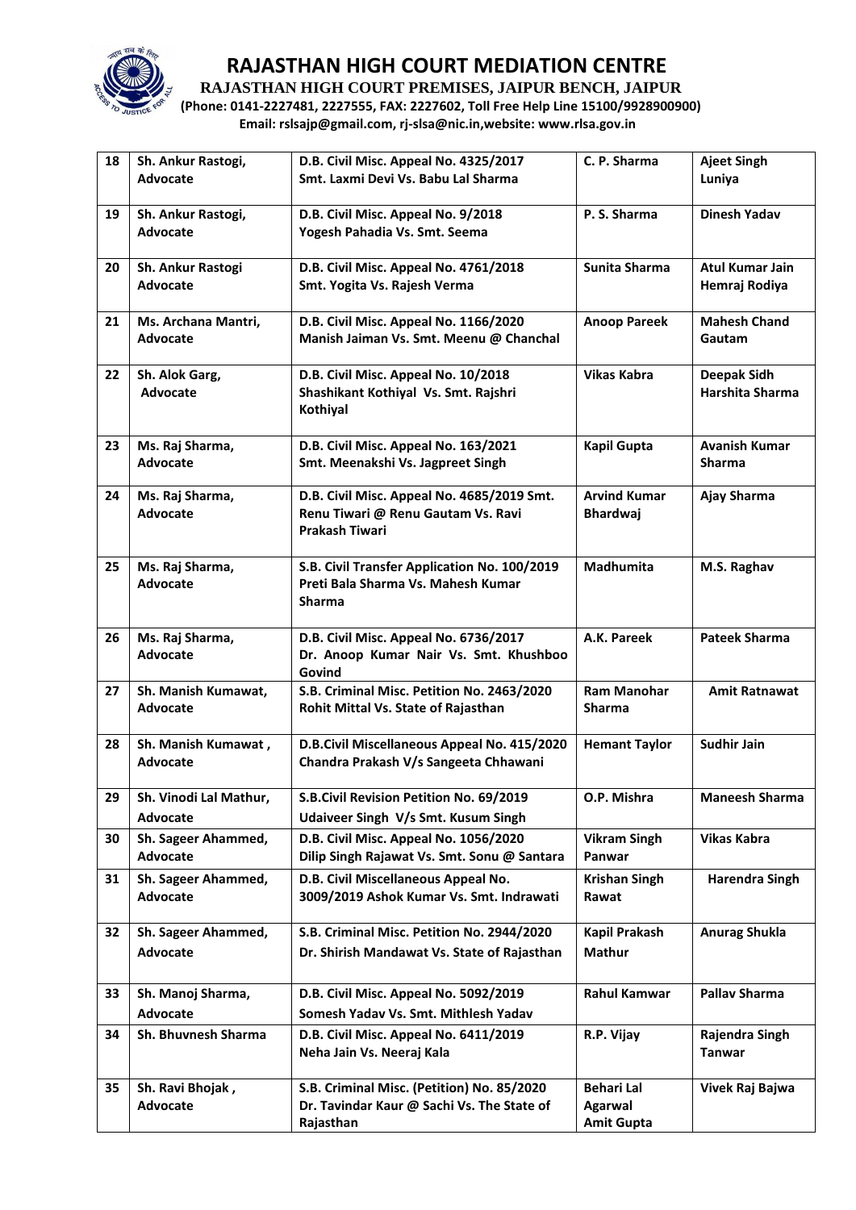# RAJASTHAN HIGH COURT MEDIATION CENTRE

**RAJASTHAN HIGH COURT PREMISES, JAIPUR BENCH, JAIPUR**

**(Phone: 0141-2227481, 2227555, FAX: 2227602, Toll Free Help Line 15100/9928900900)**

**Email: rslsajp@gmail.com, rj-slsa@nic.in,website: www.rlsa.gov.in**

| | | | | |
|---|---|---|---|---|
| 18 | Sh. Ankur Rastogi, Advocate | D.B. Civil Misc. Appeal No. 4325/2017 Smt. Laxmi Devi Vs. Babu Lal Sharma | C. P. Sharma | Ajeet Singh Luniya |
| 19 | Sh. Ankur Rastogi, Advocate | D.B. Civil Misc. Appeal No. 9/2018 Yogesh Pahadia Vs. Smt. Seema | P. S. Sharma | Dinesh Yadav |
| 20 | Sh. Ankur Rastogi Advocate | D.B. Civil Misc. Appeal No. 4761/2018 Smt. Yogita Vs. Rajesh Verma | Sunita Sharma | Atul Kumar Jain Hemraj Rodiya |
| 21 | Ms. Archana Mantri, Advocate | D.B. Civil Misc. Appeal No. 1166/2020 Manish Jaiman Vs. Smt. Meenu @ Chanchal | Anoop Pareek | Mahesh Chand Gautam |
| 22 | Sh. Alok Garg, Advocate | D.B. Civil Misc. Appeal No. 10/2018 Shashikant Kothiyal Vs. Smt. Rajshri Kothiyal | Vikas Kabra | Deepak Sidh Harshita Sharma |
| 23 | Ms. Raj Sharma, Advocate | D.B. Civil Misc. Appeal No. 163/2021 Smt. Meenakshi Vs. Jagpreet Singh | Kapil Gupta | Avanish Kumar Sharma |
| 24 | Ms. Raj Sharma, Advocate | D.B. Civil Misc. Appeal No. 4685/2019 Smt. Renu Tiwari @ Renu Gautam Vs. Ravi Prakash Tiwari | Arvind Kumar Bhardwaj | Ajay Sharma |
| 25 | Ms. Raj Sharma, Advocate | S.B. Civil Transfer Application No. 100/2019 Preti Bala Sharma Vs. Mahesh Kumar Sharma | Madhumita | M.S. Raghav |
| 26 | Ms. Raj Sharma, Advocate | D.B. Civil Misc. Appeal No. 6736/2017 Dr. Anoop Kumar Nair Vs. Smt. Khushboo Govind | A.K. Pareek | Pateek Sharma |
| 27 | Sh. Manish Kumawat, Advocate | S.B. Criminal Misc. Petition No. 2463/2020 Rohit Mittal Vs. State of Rajasthan | Ram Manohar Sharma | Amit Ratnawat |
| 28 | Sh. Manish Kumawat , Advocate | D.B.Civil Miscellaneous Appeal No. 415/2020 Chandra Prakash V/s Sangeeta Chhawani | Hemant Taylor | Sudhir Jain |
| 29 | Sh. Vinodi Lal Mathur, Advocate | S.B.Civil Revision Petition No. 69/2019 Udaiveer Singh V/s Smt. Kusum Singh | O.P. Mishra | Maneesh Sharma |
| 30 | Sh. Sageer Ahammed, Advocate | D.B. Civil Misc. Appeal No. 1056/2020 Dilip Singh Rajawat Vs. Smt. Sonu @ Santara | Vikram Singh Panwar | Vikas Kabra |
| 31 | Sh. Sageer Ahammed, Advocate | D.B. Civil Miscellaneous Appeal No. 3009/2019 Ashok Kumar Vs. Smt. Indrawati | Krishan Singh Rawat | Harendra Singh |
| 32 | Sh. Sageer Ahammed, Advocate | S.B. Criminal Misc. Petition No. 2944/2020 Dr. Shirish Mandawat Vs. State of Rajasthan | Kapil Prakash Mathur | Anurag Shukla |
| 33 | Sh. Manoj Sharma, Advocate | D.B. Civil Misc. Appeal No. 5092/2019 Somesh Yadav Vs. Smt. Mithlesh Yadav | Rahul Kamwar | Pallav Sharma |
| 34 | Sh. Bhuvnesh Sharma | D.B. Civil Misc. Appeal No. 6411/2019 Neha Jain Vs. Neeraj Kala | R.P. Vijay | Rajendra Singh Tanwar |
| 35 | Sh. Ravi Bhojak , Advocate | S.B. Criminal Misc. (Petition) No. 85/2020 Dr. Tavindar Kaur @ Sachi Vs. The State of Rajasthan | Behari Lal Agarwal Amit Gupta | Vivek Raj Bajwa |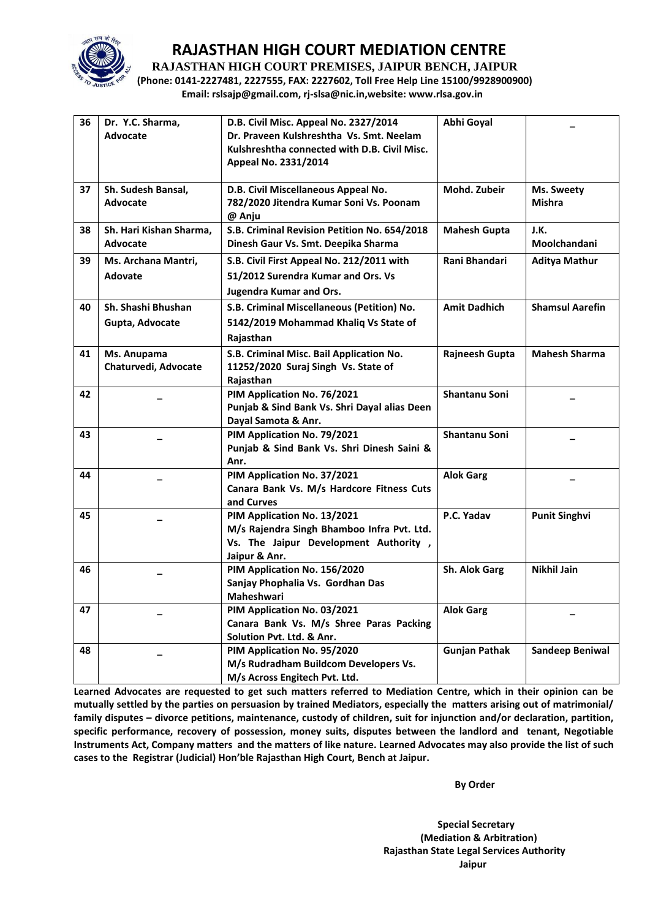# RAJASTHAN HIGH COURT MEDIATION CENTRE

**RAJASTHAN HIGH COURT PREMISES, JAIPUR BENCH, JAIPUR**

**(Phone: 0141-2227481, 2227555, FAX: 2227602, Toll Free Help Line 15100/9928900900)**

**Email: rslsajp@gmail.com, rj-slsa@nic.in,website: www.rlsa.gov.in**

| | | | | |
|---|---|---|---|---|
| **36** | **Dr. Y.C. Sharma, Advocate** | **D.B. Civil Misc. Appeal No. 2327/2014 Dr. Praveen Kulshreshtha Vs. Smt. Neelam Kulshreshtha connected with D.B. Civil Misc. Appeal No. 2331/2014** | **Abhi Goyal** | **–** |
| **37** | **Sh. Sudesh Bansal, Advocate** | **D.B. Civil Miscellaneous Appeal No. 782/2020 Jitendra Kumar Soni Vs. Poonam @ Anju** | **Mohd. Zubeir** | **Ms. Sweety Mishra** |
| **38** | **Sh. Hari Kishan Sharma, Advocate** | **S.B. Criminal Revision Petition No. 654/2018 Dinesh Gaur Vs. Smt. Deepika Sharma** | **Mahesh Gupta** | **J.K. Moolchandani** |
| **39** | **Ms. Archana Mantri, Adovate** | **S.B. Civil First Appeal No. 212/2011 with 51/2012 Surendra Kumar and Ors. Vs Jugendra Kumar and Ors.** | **Rani Bhandari** | **Aditya Mathur** |
| **40** | **Sh. Shashi Bhushan Gupta, Advocate** | **S.B. Criminal Miscellaneous (Petition) No. 5142/2019 Mohammad Khaliq Vs State of Rajasthan** | **Amit Dadhich** | **Shamsul Aarefin** |
| **41** | **Ms. Anupama Chaturvedi, Advocate** | **S.B. Criminal Misc. Bail Application No. 11252/2020 Suraj Singh Vs. State of Rajasthan** | **Rajneesh Gupta** | **Mahesh Sharma** |
| **42** | **–** | **PIM Application No. 76/2021 Punjab & Sind Bank Vs. Shri Dayal alias Deen Dayal Samota & Anr.** | **Shantanu Soni** | **–** |
| **43** | **–** | **PIM Application No. 79/2021 Punjab & Sind Bank Vs. Shri Dinesh Saini & Anr.** | **Shantanu Soni** | **–** |
| **44** | **–** | **PIM Application No. 37/2021 Canara Bank Vs. M/s Hardcore Fitness Cuts and Curves** | **Alok Garg** | **–** |
| **45** | **–** | **PIM Application No. 13/2021 M/s Rajendra Singh Bhamboo Infra Pvt. Ltd. Vs. The Jaipur Development Authority , Jaipur & Anr.** | **P.C. Yadav** | **Punit Singhvi** |
| **46** | **–** | **PIM Application No. 156/2020 Sanjay Phophalia Vs. Gordhan Das Maheshwari** | **Sh. Alok Garg** | **Nikhil Jain** |
| **47** | **–** | **PIM Application No. 03/2021 Canara Bank Vs. M/s Shree Paras Packing Solution Pvt. Ltd. & Anr.** | **Alok Garg** | **–** |
| **48** | **–** | **PIM Application No. 95/2020 M/s Rudradham Buildcom Developers Vs. M/s Across Engitech Pvt. Ltd.** | **Gunjan Pathak** | **Sandeep Beniwal** |

**Learned Advocates are requested to get such matters referred to Mediation Centre, which in their opinion can be mutually settled by the parties on persuasion by trained Mediators, especially the matters arising out of matrimonial/ family disputes – divorce petitions, maintenance, custody of children, suit for injunction and/or declaration, partition, specific performance, recovery of possession, money suits, disputes between the landlord and tenant, Negotiable Instruments Act, Company matters and the matters of like nature. Learned Advocates may also provide the list of such cases to the Registrar (Judicial) Hon'ble Rajasthan High Court, Bench at Jaipur.**

**By Order**

**Special Secretary**
**(Mediation & Arbitration)**
**Rajasthan State Legal Services Authority**
**Jaipur**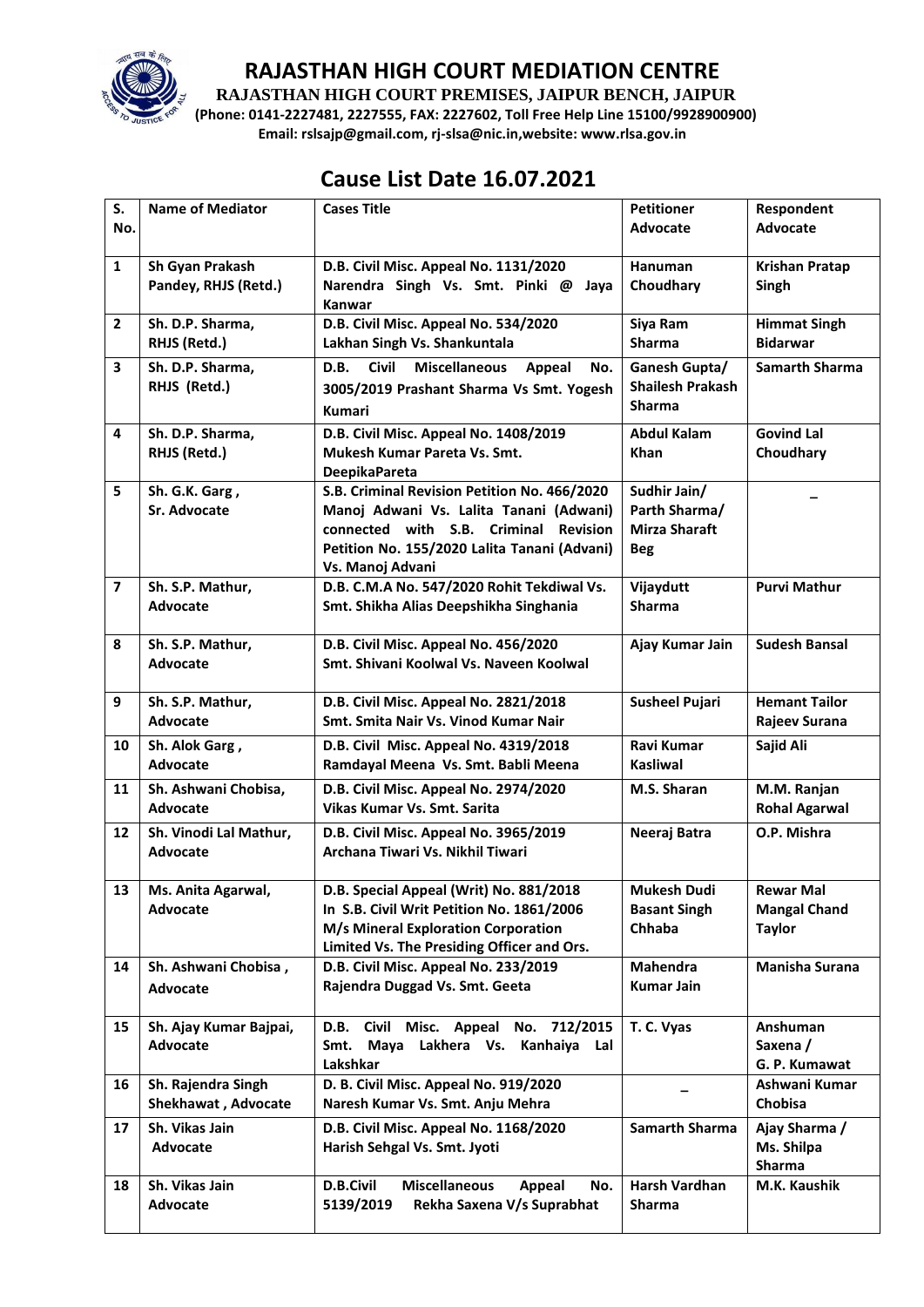# RAJASTHAN HIGH COURT MEDIATION CENTRE

**RAJASTHAN HIGH COURT PREMISES, JAIPUR BENCH, JAIPUR**

**(Phone: 0141-2227481, 2227555, FAX: 2227602, Toll Free Help Line 15100/9928900900)**

**Email: rslsajp@gmail.com, rj-slsa@nic.in,website: www.rlsa.gov.in**

## Cause List Date 16.07.2021

| S. No. | Name of Mediator | Cases Title | Petitioner Advocate | Respondent Advocate |
|---|---|---|---|---|
| 1 | Sh Gyan Prakash Pandey, RHJS (Retd.) | D.B. Civil Misc. Appeal No. 1131/2020 Narendra Singh Vs. Smt. Pinki @ Jaya Kanwar | Hanuman Choudhary | Krishan Pratap Singh |
| 2 | Sh. D.P. Sharma, RHJS (Retd.) | D.B. Civil Misc. Appeal No. 534/2020 Lakhan Singh Vs. Shankuntala | Siya Ram Sharma | Himmat Singh Bidarwar |
| 3 | Sh. D.P. Sharma, RHJS (Retd.) | D.B. Civil Miscellaneous Appeal No. 3005/2019 Prashant Sharma Vs Smt. Yogesh Kumari | Ganesh Gupta/ Shailesh Prakash Sharma | Samarth Sharma |
| 4 | Sh. D.P. Sharma, RHJS (Retd.) | D.B. Civil Misc. Appeal No. 1408/2019 Mukesh Kumar Pareta Vs. Smt. DeepikaPareta | Abdul Kalam Khan | Govind Lal Choudhary |
| 5 | Sh. G.K. Garg , Sr. Advocate | S.B. Criminal Revision Petition No. 466/2020 Manoj Adwani Vs. Lalita Tanani (Adwani) connected with S.B. Criminal Revision Petition No. 155/2020 Lalita Tanani (Advani) Vs. Manoj Advani | Sudhir Jain/ Parth Sharma/ Mirza Sharaft Beg | _ |
| 7 | Sh. S.P. Mathur, Advocate | D.B. C.M.A No. 547/2020 Rohit Tekdiwal Vs. Smt. Shikha Alias Deepshikha Singhania | Vijaydutt Sharma | Purvi Mathur |
| 8 | Sh. S.P. Mathur, Advocate | D.B. Civil Misc. Appeal No. 456/2020 Smt. Shivani Koolwal Vs. Naveen Koolwal | Ajay Kumar Jain | Sudesh Bansal |
| 9 | Sh. S.P. Mathur, Advocate | D.B. Civil Misc. Appeal No. 2821/2018 Smt. Smita Nair Vs. Vinod Kumar Nair | Susheel Pujari | Hemant Tailor Rajeev Surana |
| 10 | Sh. Alok Garg , Advocate | D.B. Civil Misc. Appeal No. 4319/2018 Ramdayal Meena Vs. Smt. Babli Meena | Ravi Kumar Kasliwal | Sajid Ali |
| 11 | Sh. Ashwani Chobisa, Advocate | D.B. Civil Misc. Appeal No. 2974/2020 Vikas Kumar Vs. Smt. Sarita | M.S. Sharan | M.M. Ranjan Rohal Agarwal |
| 12 | Sh. Vinodi Lal Mathur, Advocate | D.B. Civil Misc. Appeal No. 3965/2019 Archana Tiwari Vs. Nikhil Tiwari | Neeraj Batra | O.P. Mishra |
| 13 | Ms. Anita Agarwal, Advocate | D.B. Special Appeal (Writ) No. 881/2018 In S.B. Civil Writ Petition No. 1861/2006 M/s Mineral Exploration Corporation Limited Vs. The Presiding Officer and Ors. | Mukesh Dudi Basant Singh Chhaba | Rewar Mal Mangal Chand Taylor |
| 14 | Sh. Ashwani Chobisa , Advocate | D.B. Civil Misc. Appeal No. 233/2019 Rajendra Duggad Vs. Smt. Geeta | Mahendra Kumar Jain | Manisha Surana |
| 15 | Sh. Ajay Kumar Bajpai, Advocate | D.B. Civil Misc. Appeal No. 712/2015 Smt. Maya Lakhera Vs. Kanhaiya Lal Lakshkar | T. C. Vyas | Anshuman Saxena / G. P. Kumawat |
| 16 | Sh. Rajendra Singh Shekhawat , Advocate | D. B. Civil Misc. Appeal No. 919/2020 Naresh Kumar Vs. Smt. Anju Mehra | _ | Ashwani Kumar Chobisa |
| 17 | Sh. Vikas Jain Advocate | D.B. Civil Misc. Appeal No. 1168/2020 Harish Sehgal Vs. Smt. Jyoti | Samarth Sharma | Ajay Sharma / Ms. Shilpa Sharma |
| 18 | Sh. Vikas Jain Advocate | D.B.Civil Miscellaneous Appeal No. 5139/2019 Rekha Saxena V/s Suprabhat | Harsh Vardhan Sharma | M.K. Kaushik |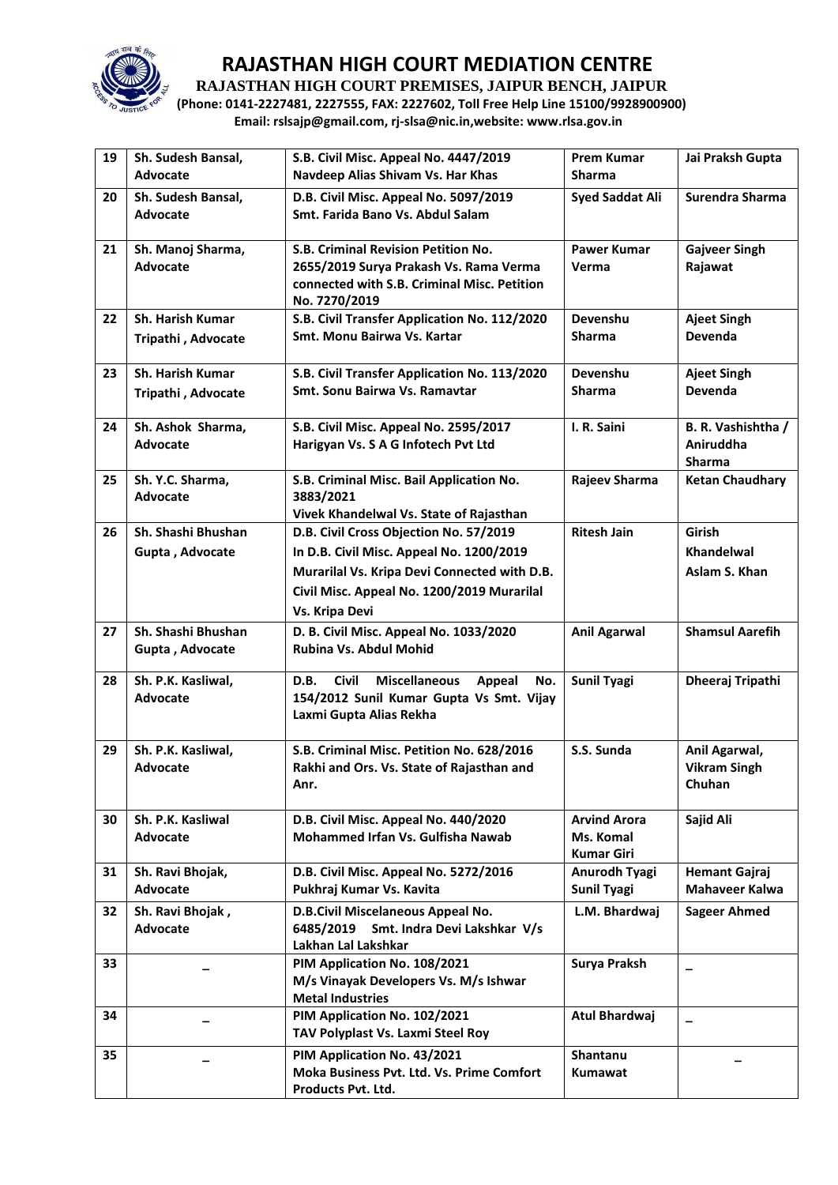# RAJASTHAN HIGH COURT MEDIATION CENTRE

**RAJASTHAN HIGH COURT PREMISES, JAIPUR BENCH, JAIPUR**

**(Phone: 0141-2227481, 2227555, FAX: 2227602, Toll Free Help Line 15100/9928900900)**

**Email: rslsajp@gmail.com, rj-slsa@nic.in,website: www.rlsa.gov.in**

| | | | | |
|---|---|---|---|---|
| **19** | **Sh. Sudesh Bansal, Advocate** | **S.B. Civil Misc. Appeal No. 4447/2019 Navdeep Alias Shivam Vs. Har Khas** | **Prem Kumar Sharma** | **Jai Praksh Gupta** |
| **20** | **Sh. Sudesh Bansal, Advocate** | **D.B. Civil Misc. Appeal No. 5097/2019 Smt. Farida Bano Vs. Abdul Salam** | **Syed Saddat Ali** | **Surendra Sharma** |
| **21** | **Sh. Manoj Sharma, Advocate** | **S.B. Criminal Revision Petition No. 2655/2019 Surya Prakash Vs. Rama Verma connected with S.B. Criminal Misc. Petition No. 7270/2019** | **Pawer Kumar Verma** | **Gajveer Singh Rajawat** |
| **22** | **Sh. Harish Kumar Tripathi , Advocate** | **S.B. Civil Transfer Application No. 112/2020 Smt. Monu Bairwa Vs. Kartar** | **Devenshu Sharma** | **Ajeet Singh Devenda** |
| **23** | **Sh. Harish Kumar Tripathi , Advocate** | **S.B. Civil Transfer Application No. 113/2020 Smt. Sonu Bairwa Vs. Ramavtar** | **Devenshu Sharma** | **Ajeet Singh Devenda** |
| **24** | **Sh. Ashok Sharma, Advocate** | **S.B. Civil Misc. Appeal No. 2595/2017 Harigyan Vs. S A G Infotech Pvt Ltd** | **I. R. Saini** | **B. R. Vashishtha / Aniruddha Sharma** |
| **25** | **Sh. Y.C. Sharma, Advocate** | **S.B. Criminal Misc. Bail Application No. 3883/2021 Vivek Khandelwal Vs. State of Rajasthan** | **Rajeev Sharma** | **Ketan Chaudhary** |
| **26** | **Sh. Shashi Bhushan Gupta , Advocate** | **D.B. Civil Cross Objection No. 57/2019 In D.B. Civil Misc. Appeal No. 1200/2019 Murarilal Vs. Kripa Devi Connected with D.B. Civil Misc. Appeal No. 1200/2019 Murarilal Vs. Kripa Devi** | **Ritesh Jain** | **Girish Khandelwal Aslam S. Khan** |
| **27** | **Sh. Shashi Bhushan Gupta , Advocate** | **D. B. Civil Misc. Appeal No. 1033/2020 Rubina Vs. Abdul Mohid** | **Anil Agarwal** | **Shamsul Aarefih** |
| **28** | **Sh. P.K. Kasliwal, Advocate** | **D.B. Civil Miscellaneous Appeal No. 154/2012 Sunil Kumar Gupta Vs Smt. Vijay Laxmi Gupta Alias Rekha** | **Sunil Tyagi** | **Dheeraj Tripathi** |
| **29** | **Sh. P.K. Kasliwal, Advocate** | **S.B. Criminal Misc. Petition No. 628/2016 Rakhi and Ors. Vs. State of Rajasthan and Anr.** | **S.S. Sunda** | **Anil Agarwal, Vikram Singh Chuhan** |
| **30** | **Sh. P.K. Kasliwal Advocate** | **D.B. Civil Misc. Appeal No. 440/2020 Mohammed Irfan Vs. Gulfisha Nawab** | **Arvind Arora Ms. Komal Kumar Giri** | **Sajid Ali** |
| **31** | **Sh. Ravi Bhojak, Advocate** | **D.B. Civil Misc. Appeal No. 5272/2016 Pukhraj Kumar Vs. Kavita** | **Anurodh Tyagi Sunil Tyagi** | **Hemant Gajraj Mahaveer Kalwa** |
| **32** | **Sh. Ravi Bhojak , Advocate** | **D.B.Civil Miscelaneous Appeal No. 6485/2019 Smt. Indra Devi Lakshkar V/s Lakhan Lal Lakshkar** | **L.M. Bhardwaj** | **Sageer Ahmed** |
| **33** | **–** | **PIM Application No. 108/2021 M/s Vinayak Developers Vs. M/s Ishwar Metal Industries** | **Surya Praksh** | **–** |
| **34** | **–** | **PIM Application No. 102/2021 TAV Polyplast Vs. Laxmi Steel Roy** | **Atul Bhardwaj** | **–** |
| **35** | **–** | **PIM Application No. 43/2021 Moka Business Pvt. Ltd. Vs. Prime Comfort Products Pvt. Ltd.** | **Shantanu Kumawat** | **–** |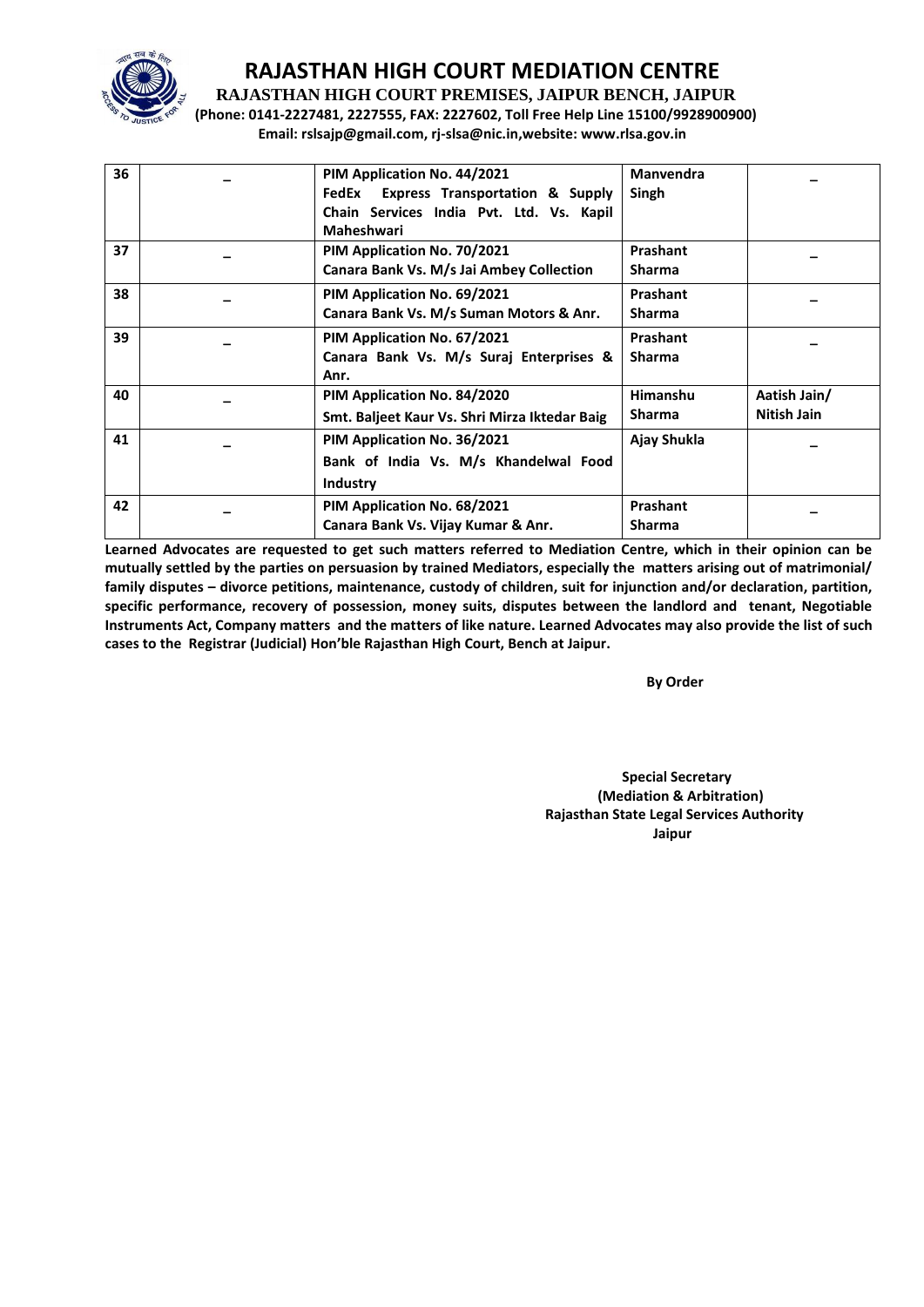# RAJASTHAN HIGH COURT MEDIATION CENTRE

**RAJASTHAN HIGH COURT PREMISES, JAIPUR BENCH, JAIPUR**

**(Phone: 0141-2227481, 2227555, FAX: 2227602, Toll Free Help Line 15100/9928900900)**

**Email: rslsajp@gmail.com, rj-slsa@nic.in,website: www.rlsa.gov.in**

| | | | | |
|---|---|---|---|---|
| 36 | – | **PIM Application No. 44/2021**<br>**FedEx Express Transportation & Supply Chain Services India Pvt. Ltd. Vs. Kapil Maheshwari** | **Manvendra Singh** | – |
| 37 | – | **PIM Application No. 70/2021**<br>**Canara Bank Vs. M/s Jai Ambey Collection** | **Prashant Sharma** | – |
| 38 | – | **PIM Application No. 69/2021**<br>**Canara Bank Vs. M/s Suman Motors & Anr.** | **Prashant Sharma** | – |
| 39 | – | **PIM Application No. 67/2021**<br>**Canara Bank Vs. M/s Suraj Enterprises & Anr.** | **Prashant Sharma** | – |
| 40 | – | **PIM Application No. 84/2020**<br>**Smt. Baljeet Kaur Vs. Shri Mirza Iktedar Baig** | **Himanshu Sharma** | **Aatish Jain/ Nitish Jain** |
| 41 | – | **PIM Application No. 36/2021**<br>**Bank of India Vs. M/s Khandelwal Food Industry** | **Ajay Shukla** | – |
| 42 | – | **PIM Application No. 68/2021**<br>**Canara Bank Vs. Vijay Kumar & Anr.** | **Prashant Sharma** | – |

**Learned Advocates are requested to get such matters referred to Mediation Centre, which in their opinion can be mutually settled by the parties on persuasion by trained Mediators, especially the matters arising out of matrimonial/ family disputes – divorce petitions, maintenance, custody of children, suit for injunction and/or declaration, partition, specific performance, recovery of possession, money suits, disputes between the landlord and tenant, Negotiable Instruments Act, Company matters and the matters of like nature. Learned Advocates may also provide the list of such cases to the Registrar (Judicial) Hon'ble Rajasthan High Court, Bench at Jaipur.**

**By Order**

**Special Secretary**
**(Mediation & Arbitration)**
**Rajasthan State Legal Services Authority**
**Jaipur**